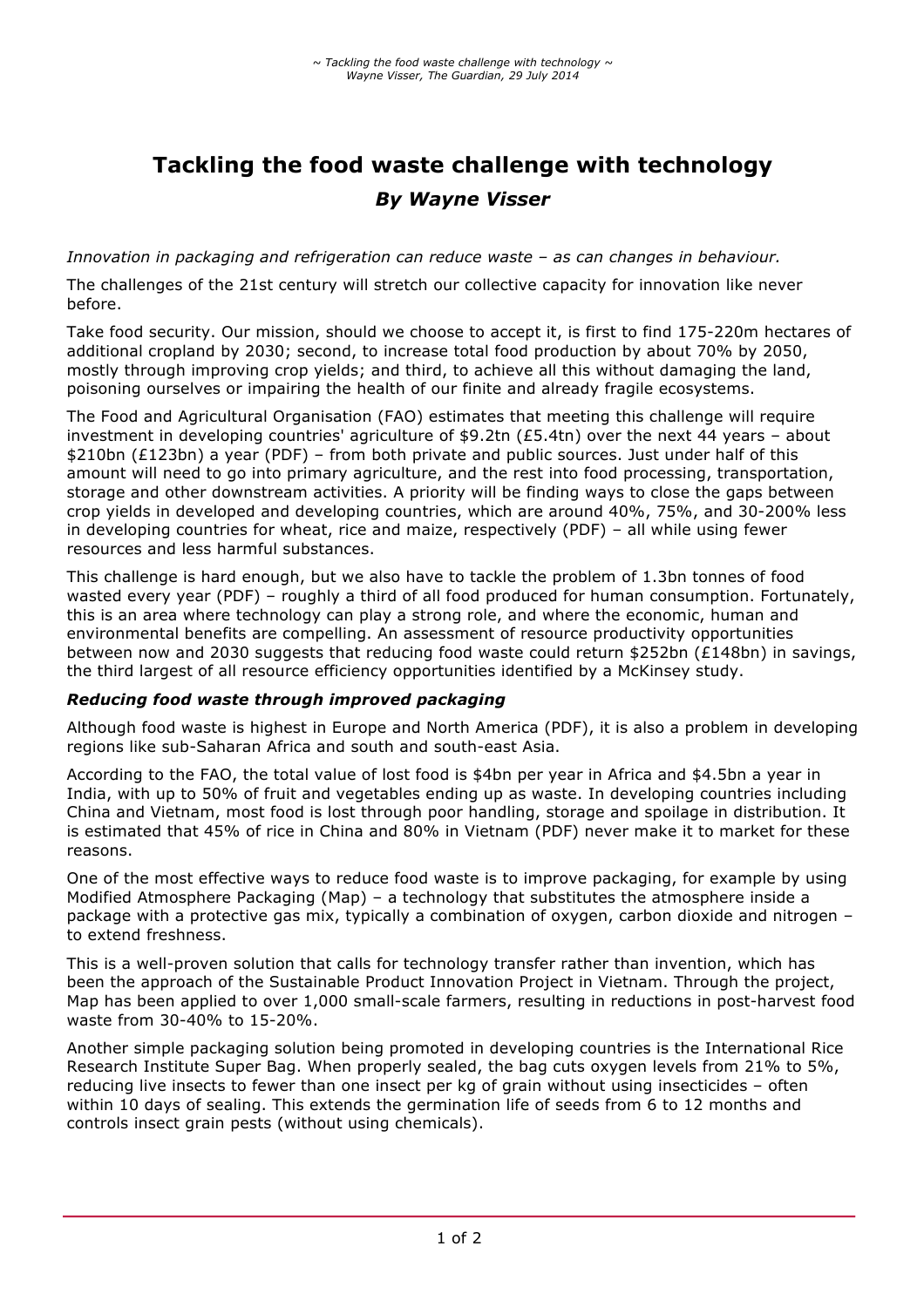# Tackling the food waste challenge with technology

***By Wayne Visser***

*Innovation in packaging and refrigeration can reduce waste – as can changes in behaviour.*

The challenges of the 21st century will stretch our collective capacity for innovation like never before.

Take food security. Our mission, should we choose to accept it, is first to find 175-220m hectares of additional cropland by 2030; second, to increase total food production by about 70% by 2050, mostly through improving crop yields; and third, to achieve all this without damaging the land, poisoning ourselves or impairing the health of our finite and already fragile ecosystems.

The Food and Agricultural Organisation (FAO) estimates that meeting this challenge will require investment in developing countries' agriculture of $9.2tn (£5.4tn) over the next 44 years – about $210bn (£123bn) a year (PDF) – from both private and public sources. Just under half of this amount will need to go into primary agriculture, and the rest into food processing, transportation, storage and other downstream activities. A priority will be finding ways to close the gaps between crop yields in developed and developing countries, which are around 40%, 75%, and 30-200% less in developing countries for wheat, rice and maize, respectively (PDF) – all while using fewer resources and less harmful substances.

This challenge is hard enough, but we also have to tackle the problem of 1.3bn tonnes of food wasted every year (PDF) – roughly a third of all food produced for human consumption. Fortunately, this is an area where technology can play a strong role, and where the economic, human and environmental benefits are compelling. An assessment of resource productivity opportunities between now and 2030 suggests that reducing food waste could return $252bn (£148bn) in savings, the third largest of all resource efficiency opportunities identified by a McKinsey study.

### *Reducing food waste through improved packaging*

Although food waste is highest in Europe and North America (PDF), it is also a problem in developing regions like sub-Saharan Africa and south and south-east Asia.

According to the FAO, the total value of lost food is $4bn per year in Africa and $4.5bn a year in India, with up to 50% of fruit and vegetables ending up as waste. In developing countries including China and Vietnam, most food is lost through poor handling, storage and spoilage in distribution. It is estimated that 45% of rice in China and 80% in Vietnam (PDF) never make it to market for these reasons.

One of the most effective ways to reduce food waste is to improve packaging, for example by using Modified Atmosphere Packaging (Map) – a technology that substitutes the atmosphere inside a package with a protective gas mix, typically a combination of oxygen, carbon dioxide and nitrogen – to extend freshness.

This is a well-proven solution that calls for technology transfer rather than invention, which has been the approach of the Sustainable Product Innovation Project in Vietnam. Through the project, Map has been applied to over 1,000 small-scale farmers, resulting in reductions in post-harvest food waste from 30-40% to 15-20%.

Another simple packaging solution being promoted in developing countries is the International Rice Research Institute Super Bag. When properly sealed, the bag cuts oxygen levels from 21% to 5%, reducing live insects to fewer than one insect per kg of grain without using insecticides – often within 10 days of sealing. This extends the germination life of seeds from 6 to 12 months and controls insect grain pests (without using chemicals).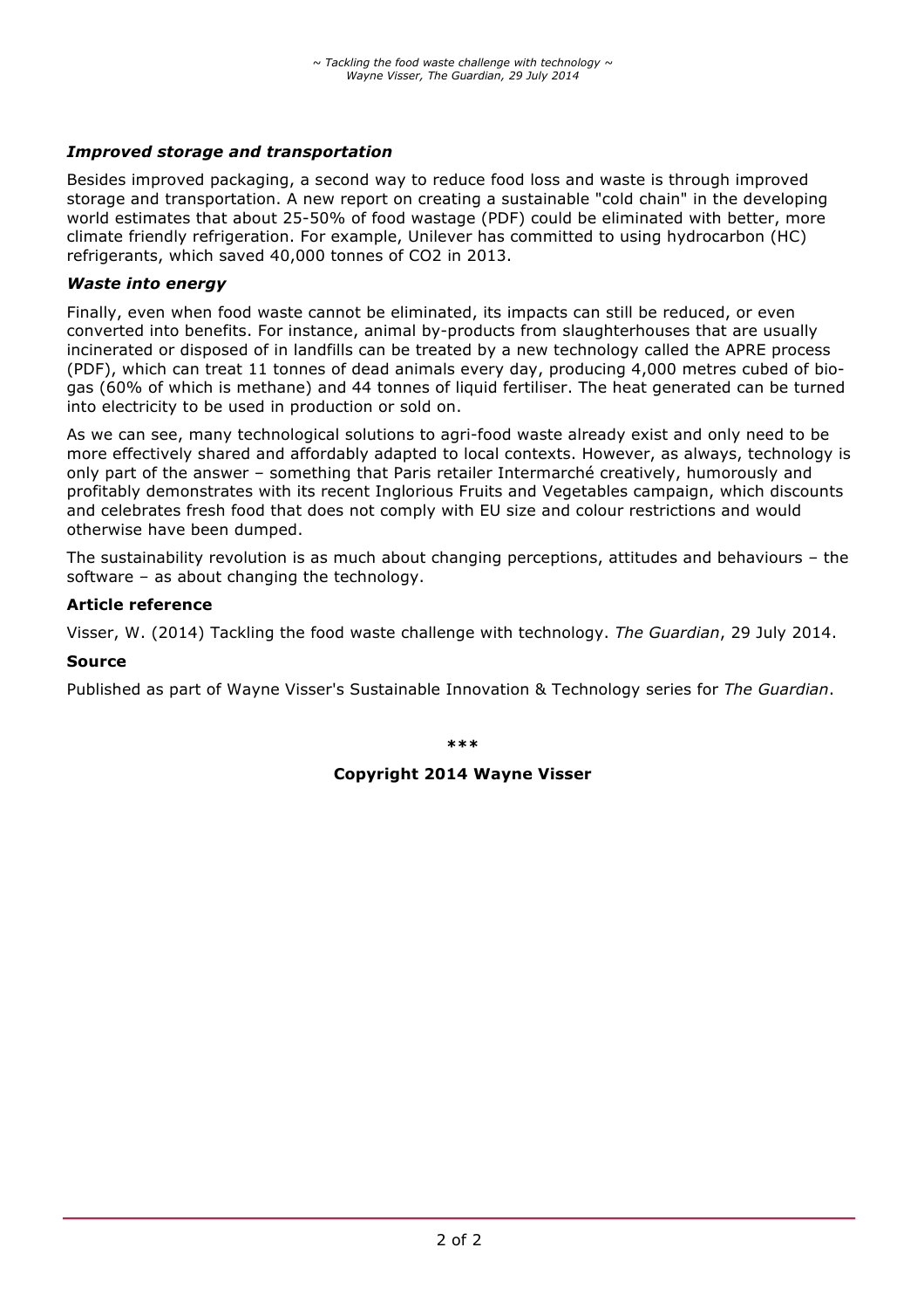### *Improved storage and transportation*

Besides improved packaging, a second way to reduce food loss and waste is through improved storage and transportation. A new report on creating a sustainable "cold chain" in the developing world estimates that about 25-50% of food wastage (PDF) could be eliminated with better, more climate friendly refrigeration. For example, Unilever has committed to using hydrocarbon (HC) refrigerants, which saved 40,000 tonnes of $CO_2$ in 2013.

### *Waste into energy*

Finally, even when food waste cannot be eliminated, its impacts can still be reduced, or even converted into benefits. For instance, animal by-products from slaughterhouses that are usually incinerated or disposed of in landfills can be treated by a new technology called the APRE process (PDF), which can treat 11 tonnes of dead animals every day, producing 4,000 metres cubed of bio-gas (60% of which is methane) and 44 tonnes of liquid fertiliser. The heat generated can be turned into electricity to be used in production or sold on.

As we can see, many technological solutions to agri-food waste already exist and only need to be more effectively shared and affordably adapted to local contexts. However, as always, technology is only part of the answer – something that Paris retailer Intermarché creatively, humorously and profitably demonstrates with its recent Inglorious Fruits and Vegetables campaign, which discounts and celebrates fresh food that does not comply with EU size and colour restrictions and would otherwise have been dumped.

The sustainability revolution is as much about changing perceptions, attitudes and behaviours – the software – as about changing the technology.

### **Article reference**

Visser, W. (2014) Tackling the food waste challenge with technology. *The Guardian*, 29 July 2014.

### **Source**

Published as part of Wayne Visser's Sustainable Innovation & Technology series for *The Guardian*.

***

**Copyright 2014 Wayne Visser**